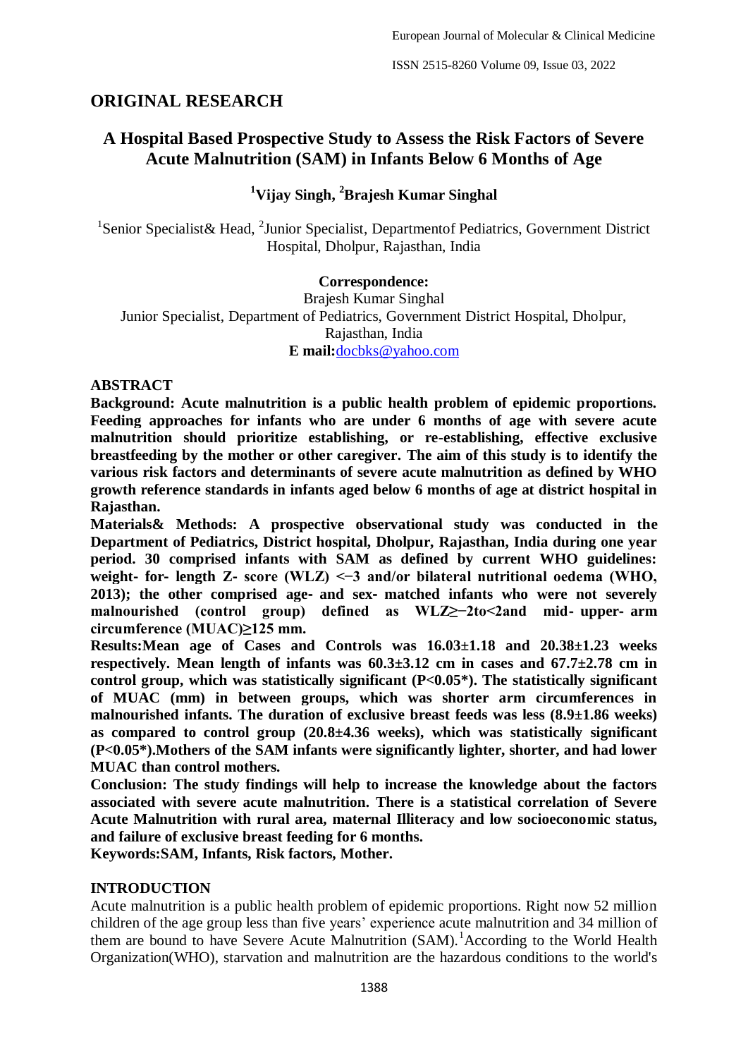## ORIGINAL RESEARCH

# A Hospital Based Prospective Study to Assess the Risk Factors of Severe Acute Malnutrition (SAM) in Infants Below 6 Months of Age

**[1]Vijay Singh, [2]Brajesh Kumar Singhal**

[1]Senior Specialist& Head, [2]Junior Specialist, Departmentof Pediatrics, Government District Hospital, Dholpur, Rajasthan, India

**Correspondence:**
Brajesh Kumar Singhal
Junior Specialist, Department of Pediatrics, Government District Hospital, Dholpur, Rajasthan, India
**E mail:**docbks@yahoo.com

### ABSTRACT

**Background: Acute malnutrition is a public health problem of epidemic proportions. Feeding approaches for infants who are under 6 months of age with severe acute malnutrition should prioritize establishing, or re-establishing, effective exclusive breastfeeding by the mother or other caregiver. The aim of this study is to identify the various risk factors and determinants of severe acute malnutrition as defined by WHO growth reference standards in infants aged below 6 months of age at district hospital in Rajasthan.**

**Materials& Methods: A prospective observational study was conducted in the Department of Pediatrics, District hospital, Dholpur, Rajasthan, India during one year period. 30 comprised infants with SAM as defined by current WHO guidelines: weight- for- length Z- score (WLZ) <−3 and/or bilateral nutritional oedema (WHO, 2013); the other comprised age- and sex- matched infants who were not severely malnourished (control group) defined as WLZ≥−2to<2and mid- upper- arm circumference (MUAC)≥125 mm.**

**Results:Mean age of Cases and Controls was 16.03±1.18 and 20.38±1.23 weeks respectively. Mean length of infants was 60.3±3.12 cm in cases and 67.7±2.78 cm in control group, which was statistically significant (P<0.05\*). The statistically significant of MUAC (mm) in between groups, which was shorter arm circumferences in malnourished infants. The duration of exclusive breast feeds was less (8.9±1.86 weeks) as compared to control group (20.8±4.36 weeks), which was statistically significant (P<0.05\*).Mothers of the SAM infants were significantly lighter, shorter, and had lower MUAC than control mothers.**

**Conclusion: The study findings will help to increase the knowledge about the factors associated with severe acute malnutrition. There is a statistical correlation of Severe Acute Malnutrition with rural area, maternal Illiteracy and low socioeconomic status, and failure of exclusive breast feeding for 6 months.**

**Keywords:SAM, Infants, Risk factors, Mother.**

### INTRODUCTION

Acute malnutrition is a public health problem of epidemic proportions. Right now 52 million children of the age group less than five years' experience acute malnutrition and 34 million of them are bound to have Severe Acute Malnutrition (SAM).[1]According to the World Health Organization(WHO), starvation and malnutrition are the hazardous conditions to the world's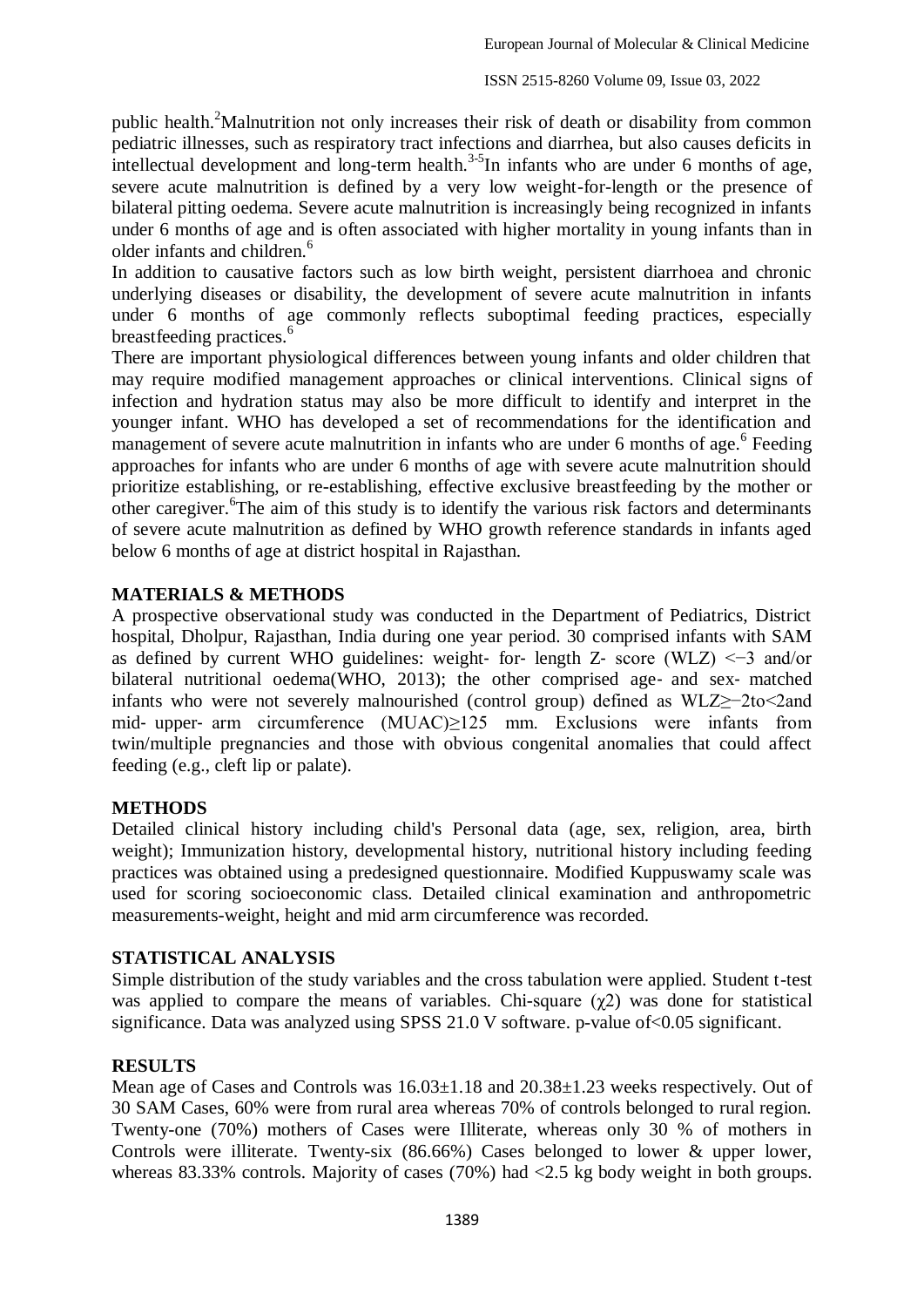public health.[2] Malnutrition not only increases their risk of death or disability from common pediatric illnesses, such as respiratory tract infections and diarrhea, but also causes deficits in intellectual development and long-term health.[3-5] In infants who are under 6 months of age, severe acute malnutrition is defined by a very low weight-for-length or the presence of bilateral pitting oedema. Severe acute malnutrition is increasingly being recognized in infants under 6 months of age and is often associated with higher mortality in young infants than in older infants and children.[6]

In addition to causative factors such as low birth weight, persistent diarrhoea and chronic underlying diseases or disability, the development of severe acute malnutrition in infants under 6 months of age commonly reflects suboptimal feeding practices, especially breastfeeding practices.[6]

There are important physiological differences between young infants and older children that may require modified management approaches or clinical interventions. Clinical signs of infection and hydration status may also be more difficult to identify and interpret in the younger infant. WHO has developed a set of recommendations for the identification and management of severe acute malnutrition in infants who are under 6 months of age.[6] Feeding approaches for infants who are under 6 months of age with severe acute malnutrition should prioritize establishing, or re-establishing, effective exclusive breastfeeding by the mother or other caregiver.[6] The aim of this study is to identify the various risk factors and determinants of severe acute malnutrition as defined by WHO growth reference standards in infants aged below 6 months of age at district hospital in Rajasthan.

## MATERIALS & METHODS

A prospective observational study was conducted in the Department of Pediatrics, District hospital, Dholpur, Rajasthan, India during one year period. 30 comprised infants with SAM as defined by current WHO guidelines: weight‐ for‐ length Z‐ score (WLZ) $<-3$ and/or bilateral nutritional oedema(WHO, 2013); the other comprised age‐ and sex‐ matched infants who were not severely malnourished (control group) defined as WLZ$\geq-2$to$<2$and mid‐ upper‐ arm circumference (MUAC)$\geq$125 mm. Exclusions were infants from twin/multiple pregnancies and those with obvious congenital anomalies that could affect feeding (e.g., cleft lip or palate).

## METHODS

Detailed clinical history including child's Personal data (age, sex, religion, area, birth weight); Immunization history, developmental history, nutritional history including feeding practices was obtained using a predesigned questionnaire. Modified Kuppuswamy scale was used for scoring socioeconomic class. Detailed clinical examination and anthropometric measurements-weight, height and mid arm circumference was recorded.

## STATISTICAL ANALYSIS

Simple distribution of the study variables and the cross tabulation were applied. Student t-test was applied to compare the means of variables. Chi-square ($\chi 2$) was done for statistical significance. Data was analyzed using SPSS 21.0 V software. p-value of$<0.05$ significant.

## RESULTS

Mean age of Cases and Controls was 16.03±1.18 and 20.38±1.23 weeks respectively. Out of 30 SAM Cases, 60% were from rural area whereas 70% of controls belonged to rural region. Twenty-one (70%) mothers of Cases were Illiterate, whereas only 30 % of mothers in Controls were illiterate. Twenty-six (86.66%) Cases belonged to lower & upper lower, whereas 83.33% controls. Majority of cases (70%) had <2.5 kg body weight in both groups.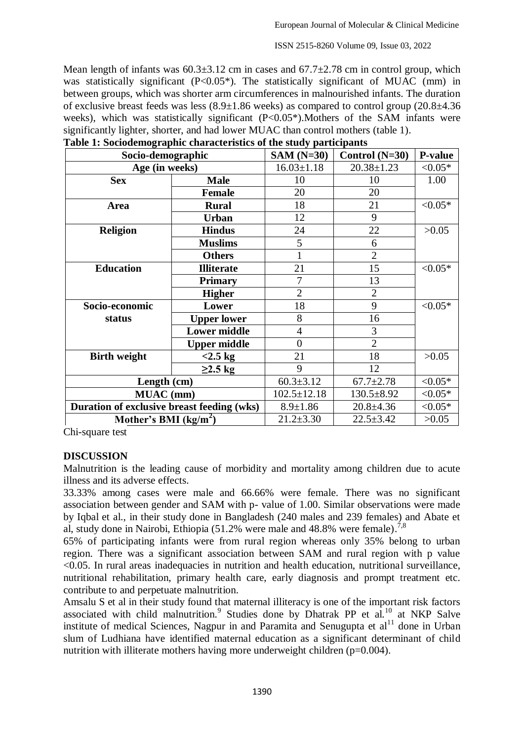Mean length of infants was 60.3±3.12 cm in cases and 67.7±2.78 cm in control group, which was statistically significant (P<0.05*). The statistically significant of MUAC (mm) in between groups, which was shorter arm circumferences in malnourished infants. The duration of exclusive breast feeds was less (8.9±1.86 weeks) as compared to control group (20.8±4.36 weeks), which was statistically significant (P<0.05*).Mothers of the SAM infants were significantly lighter, shorter, and had lower MUAC than control mothers (table 1).

**Table 1: Sociodemographic characteristics of the study participants**

| Socio-demographic | | SAM (N=30) | Control (N=30) | P-value |
|---|---|---|---|---|
| Age (in weeks) | | 16.03±1.18 | 20.38±1.23 | <0.05* |
| Sex | Male | 10 | 10 | 1.00 |
| | Female | 20 | 20 | |
| Area | Rural | 18 | 21 | <0.05* |
| | Urban | 12 | 9 | |
| Religion | Hindus | 24 | 22 | >0.05 |
| | Muslims | 5 | 6 | |
| | Others | 1 | 2 | |
| Education | Illiterate | 21 | 15 | <0.05* |
| | Primary | 7 | 13 | |
| | Higher | 2 | 2 | |
| Socio-economic status | Lower | 18 | 9 | <0.05* |
| | Upper lower | 8 | 16 | |
| | Lower middle | 4 | 3 | |
| | Upper middle | 0 | 2 | |
| Birth weight | <2.5 kg | 21 | 18 | >0.05 |
| | ≥2.5 kg | 9 | 12 | |
| Length (cm) | | 60.3±3.12 | 67.7±2.78 | <0.05* |
| MUAC (mm) | | 102.5±12.18 | 130.5±8.92 | <0.05* |
| Duration of exclusive breast feeding (wks) | | 8.9±1.86 | 20.8±4.36 | <0.05* |
| Mother's BMI ($kg/m^2$) | | 21.2±3.30 | 22.5±3.42 | >0.05 |

Chi-square test

## DISCUSSION

Malnutrition is the leading cause of morbidity and mortality among children due to acute illness and its adverse effects.

33.33% among cases were male and 66.66% were female. There was no significant association between gender and SAM with p- value of 1.00. Similar observations were made by Iqbal et al., in their study done in Bangladesh (240 males and 239 females) and Abate et al, study done in Nairobi, Ethiopia (51.2% were male and 48.8% were female).[7,8]

65% of participating infants were from rural region whereas only 35% belong to urban region. There was a significant association between SAM and rural region with p value <0.05. In rural areas inadequacies in nutrition and health education, nutritional surveillance, nutritional rehabilitation, primary health care, early diagnosis and prompt treatment etc. contribute to and perpetuate malnutrition.

Amsalu S et al in their study found that maternal illiteracy is one of the important risk factors associated with child malnutrition.[9] Studies done by Dhatrak PP et al.[10] at NKP Salve institute of medical Sciences, Nagpur in and Paramita and Senugupta et al[11] done in Urban slum of Ludhiana have identified maternal education as a significant determinant of child nutrition with illiterate mothers having more underweight children (p=0.004).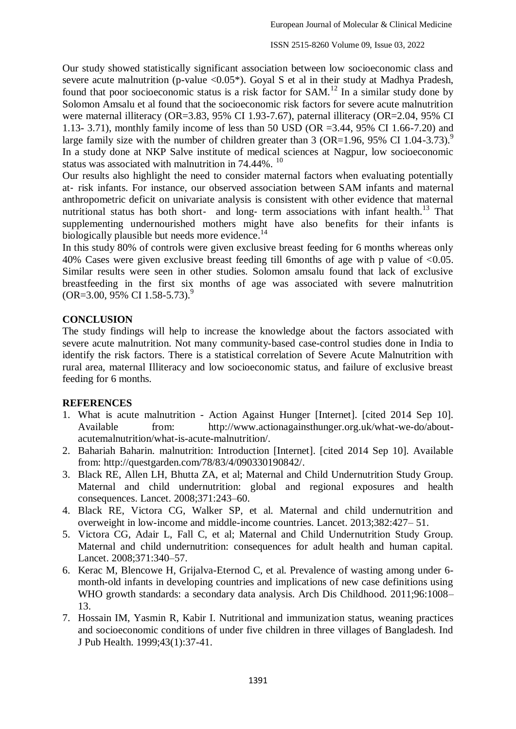Our study showed statistically significant association between low socioeconomic class and severe acute malnutrition (p-value <0.05*). Goyal S et al in their study at Madhya Pradesh, found that poor socioeconomic status is a risk factor for SAM.[12] In a similar study done by Solomon Amsalu et al found that the socioeconomic risk factors for severe acute malnutrition were maternal illiteracy (OR=3.83, 95% CI 1.93-7.67), paternal illiteracy (OR=2.04, 95% CI 1.13- 3.71), monthly family income of less than 50 USD (OR =3.44, 95% CI 1.66-7.20) and large family size with the number of children greater than 3 (OR=1.96, 95% CI 1.04-3.73).[9] In a study done at NKP Salve institute of medical sciences at Nagpur, low socioeconomic status was associated with malnutrition in 74.44%. [10]

Our results also highlight the need to consider maternal factors when evaluating potentially at- risk infants. For instance, our observed association between SAM infants and maternal anthropometric deficit on univariate analysis is consistent with other evidence that maternal nutritional status has both short- and long- term associations with infant health.[13] That supplementing undernourished mothers might have also benefits for their infants is biologically plausible but needs more evidence.[14]

In this study 80% of controls were given exclusive breast feeding for 6 months whereas only 40% Cases were given exclusive breast feeding till 6months of age with p value of <0.05. Similar results were seen in other studies. Solomon amsalu found that lack of exclusive breastfeeding in the first six months of age was associated with severe malnutrition (OR=3.00, 95% CI 1.58-5.73).[9]

## CONCLUSION

The study findings will help to increase the knowledge about the factors associated with severe acute malnutrition. Not many community-based case-control studies done in India to identify the risk factors. There is a statistical correlation of Severe Acute Malnutrition with rural area, maternal Illiteracy and low socioeconomic status, and failure of exclusive breast feeding for 6 months.

## REFERENCES

1. What is acute malnutrition - Action Against Hunger [Internet]. [cited 2014 Sep 10]. Available from: http://www.actionagainsthunger.org.uk/what-we-do/about-acutemalnutrition/what-is-acute-malnutrition/.
2. Bahariah Baharin. malnutrition: Introduction [Internet]. [cited 2014 Sep 10]. Available from: http://questgarden.com/78/83/4/090330190842/.
3. Black RE, Allen LH, Bhutta ZA, et al; Maternal and Child Undernutrition Study Group. Maternal and child undernutrition: global and regional exposures and health consequences. Lancet. 2008;371:243–60.
4. Black RE, Victora CG, Walker SP, et al. Maternal and child undernutrition and overweight in low-income and middle-income countries. Lancet. 2013;382:427– 51.
5. Victora CG, Adair L, Fall C, et al; Maternal and Child Undernutrition Study Group. Maternal and child undernutrition: consequences for adult health and human capital. Lancet. 2008;371:340–57.
6. Kerac M, Blencowe H, Grijalva-Eternod C, et al. Prevalence of wasting among under 6-month-old infants in developing countries and implications of new case definitions using WHO growth standards: a secondary data analysis. Arch Dis Childhood. 2011;96:1008–13.
7. Hossain IM, Yasmin R, Kabir I. Nutritional and immunization status, weaning practices and socioeconomic conditions of under five children in three villages of Bangladesh. Ind J Pub Health. 1999;43(1):37-41.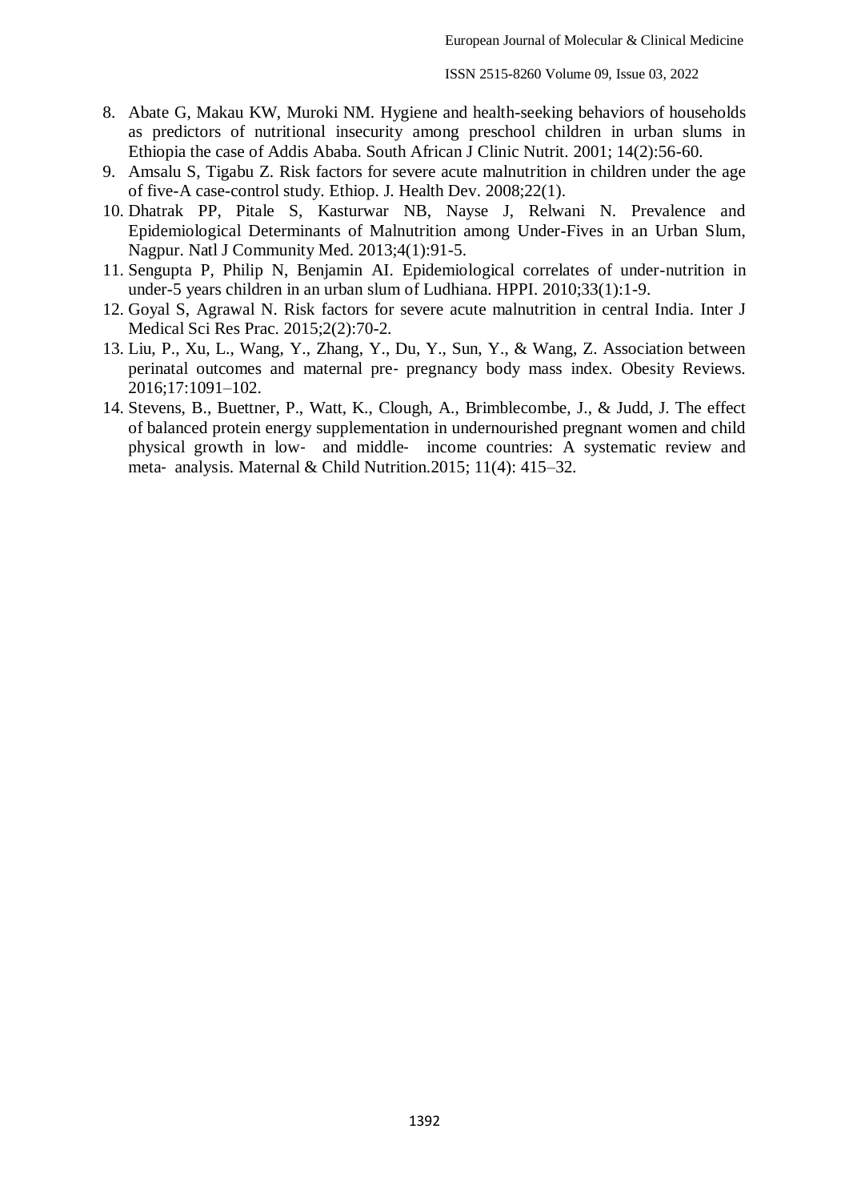8. Abate G, Makau KW, Muroki NM. Hygiene and health-seeking behaviors of households as predictors of nutritional insecurity among preschool children in urban slums in Ethiopia the case of Addis Ababa. South African J Clinic Nutrit. 2001; 14(2):56-60.
9. Amsalu S, Tigabu Z. Risk factors for severe acute malnutrition in children under the age of five-A case-control study. Ethiop. J. Health Dev. 2008;22(1).
10. Dhatrak PP, Pitale S, Kasturwar NB, Nayse J, Relwani N. Prevalence and Epidemiological Determinants of Malnutrition among Under-Fives in an Urban Slum, Nagpur. Natl J Community Med. 2013;4(1):91-5.
11. Sengupta P, Philip N, Benjamin AI. Epidemiological correlates of under-nutrition in under-5 years children in an urban slum of Ludhiana. HPPI. 2010;33(1):1-9.
12. Goyal S, Agrawal N. Risk factors for severe acute malnutrition in central India. Inter J Medical Sci Res Prac. 2015;2(2):70-2.
13. Liu, P., Xu, L., Wang, Y., Zhang, Y., Du, Y., Sun, Y., & Wang, Z. Association between perinatal outcomes and maternal pre- pregnancy body mass index. Obesity Reviews. 2016;17:1091–102.
14. Stevens, B., Buettner, P., Watt, K., Clough, A., Brimblecombe, J., & Judd, J. The effect of balanced protein energy supplementation in undernourished pregnant women and child physical growth in low- and middle- income countries: A systematic review and meta- analysis. Maternal & Child Nutrition.2015; 11(4): 415–32.